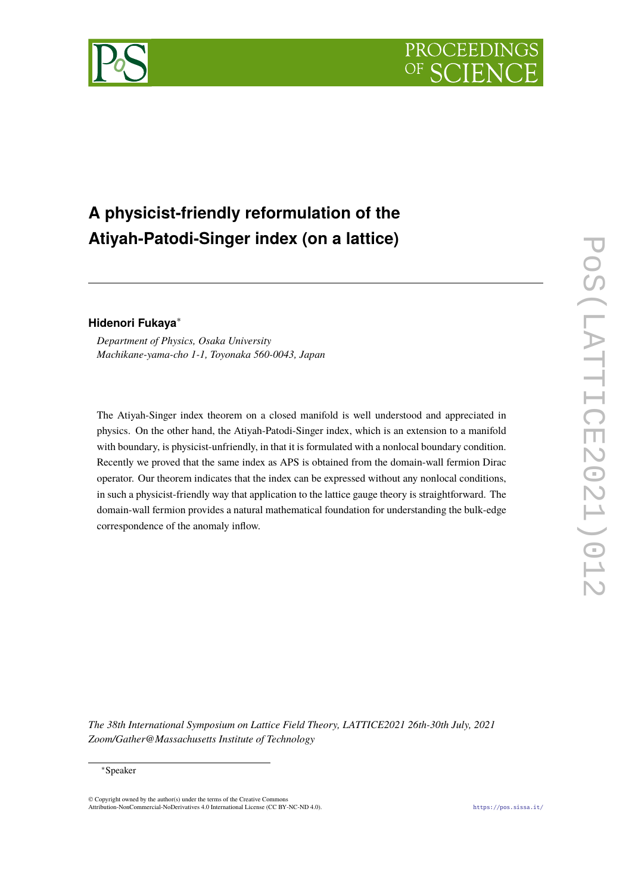# A physicist-friendly reformulation of the Atiyah-Patodi-Singer index (on a lattice)

**Hidenori Fukaya**[*]

*Department of Physics, Osaka University*
*Machikane-yama-cho 1-1, Toyonaka 560-0043, Japan*

The Atiyah-Singer index theorem on a closed manifold is well understood and appreciated in physics. On the other hand, the Atiyah-Patodi-Singer index, which is an extension to a manifold with boundary, is physicist-unfriendly, in that it is formulated with a nonlocal boundary condition. Recently we proved that the same index as APS is obtained from the domain-wall fermion Dirac operator. Our theorem indicates that the index can be expressed without any nonlocal conditions, in such a physicist-friendly way that application to the lattice gauge theory is straightforward. The domain-wall fermion provides a natural mathematical foundation for understanding the bulk-edge correspondence of the anomaly inflow.

*The 38th International Symposium on Lattice Field Theory, LATTICE2021 26th-30th July, 2021 Zoom/Gather@Massachusetts Institute of Technology*

[*]Speaker

© Copyright owned by the author(s) under the terms of the Creative Commons Attribution-NonCommercial-NoDerivatives 4.0 International License (CC BY-NC-ND 4.0).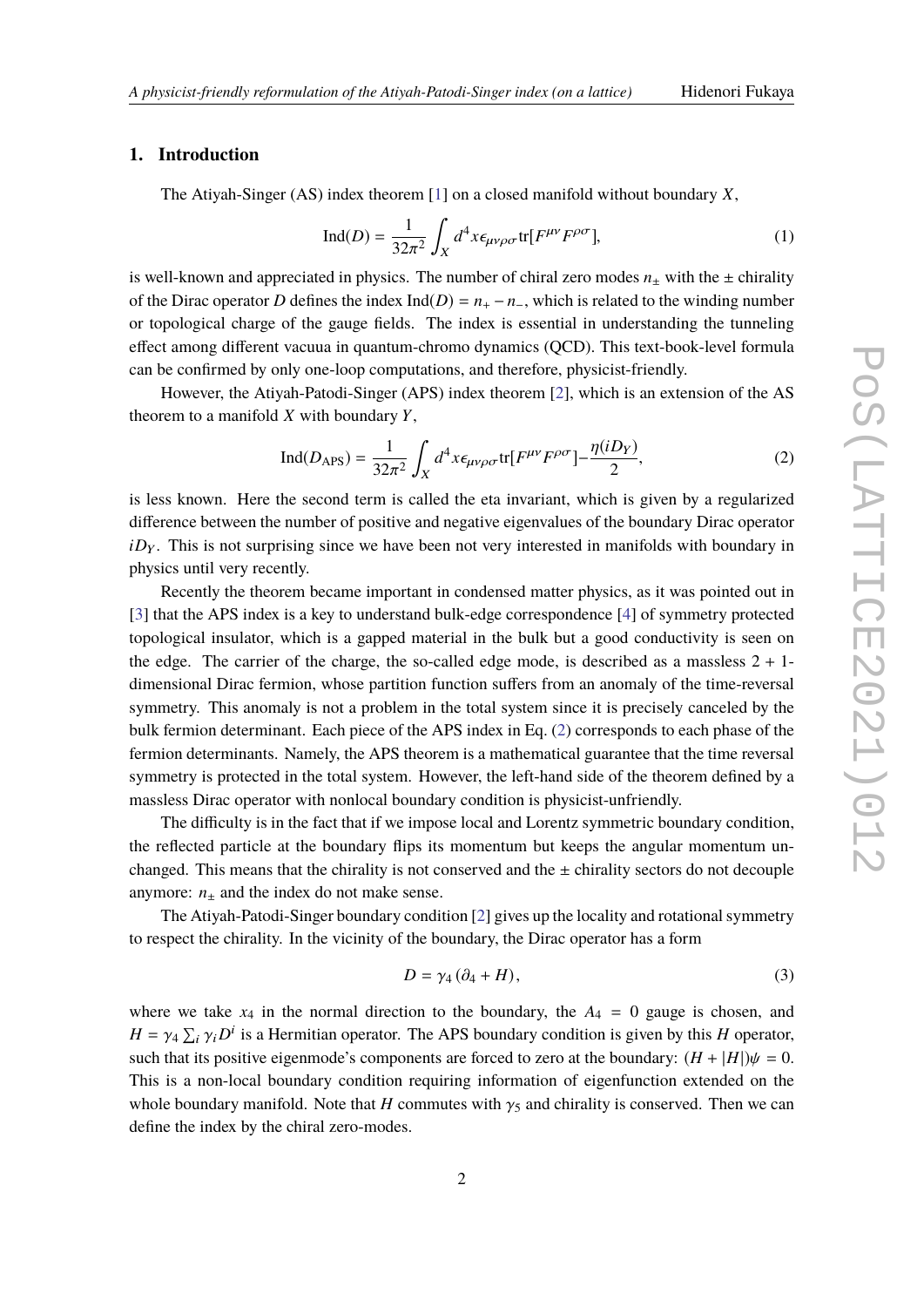## 1. Introduction

The Atiyah-Singer (AS) index theorem [1] on a closed manifold without boundary $X$,

$$\mathrm{Ind}(D) = \frac{1}{32\pi^2}\int_X d^4x \epsilon_{\mu\nu\rho\sigma}\mathrm{tr}[F^{\mu\nu}F^{\rho\sigma}], \tag{1}$$

is well-known and appreciated in physics. The number of chiral zero modes $n_\pm$ with the $\pm$ chirality of the Dirac operator $D$ defines the index $\mathrm{Ind}(D) = n_+ - n_-$, which is related to the winding number or topological charge of the gauge fields. The index is essential in understanding the tunneling effect among different vacuua in quantum-chromo dynamics (QCD). This text-book-level formula can be confirmed by only one-loop computations, and therefore, physicist-friendly.

However, the Atiyah-Patodi-Singer (APS) index theorem [2], which is an extension of the AS theorem to a manifold $X$ with boundary $Y$,

$$\mathrm{Ind}(D_{\mathrm{APS}}) = \frac{1}{32\pi^2}\int_X d^4x \epsilon_{\mu\nu\rho\sigma}\mathrm{tr}[F^{\mu\nu}F^{\rho\sigma}] - \frac{\eta(iD_Y)}{2}, \tag{2}$$

is less known. Here the second term is called the eta invariant, which is given by a regularized difference between the number of positive and negative eigenvalues of the boundary Dirac operator $iD_Y$. This is not surprising since we have been not very interested in manifolds with boundary in physics until very recently.

Recently the theorem became important in condensed matter physics, as it was pointed out in [3] that the APS index is a key to understand bulk-edge correspondence [4] of symmetry protected topological insulator, which is a gapped material in the bulk but a good conductivity is seen on the edge. The carrier of the charge, the so-called edge mode, is described as a massless $2+1$-dimensional Dirac fermion, whose partition function suffers from an anomaly of the time-reversal symmetry. This anomaly is not a problem in the total system since it is precisely canceled by the bulk fermion determinant. Each piece of the APS index in Eq. (2) corresponds to each phase of the fermion determinants. Namely, the APS theorem is a mathematical guarantee that the time reversal symmetry is protected in the total system. However, the left-hand side of the theorem defined by a massless Dirac operator with nonlocal boundary condition is physicist-unfriendly.

The difficulty is in the fact that if we impose local and Lorentz symmetric boundary condition, the reflected particle at the boundary flips its momentum but keeps the angular momentum unchanged. This means that the chirality is not conserved and the $\pm$ chirality sectors do not decouple anymore: $n_\pm$ and the index do not make sense.

The Atiyah-Patodi-Singer boundary condition [2] gives up the locality and rotational symmetry to respect the chirality. In the vicinity of the boundary, the Dirac operator has a form

$$D = \gamma_4(\partial_4 + H), \tag{3}$$

where we take $x_4$ in the normal direction to the boundary, the $A_4 = 0$ gauge is chosen, and $H = \gamma_4 \sum_i \gamma_i D^i$ is a Hermitian operator. The APS boundary condition is given by this $H$ operator, such that its positive eigenmode's components are forced to zero at the boundary: $(H + |H|)\psi = 0$. This is a non-local boundary condition requiring information of eigenfunction extended on the whole boundary manifold. Note that $H$ commutes with $\gamma_5$ and chirality is conserved. Then we can define the index by the chiral zero-modes.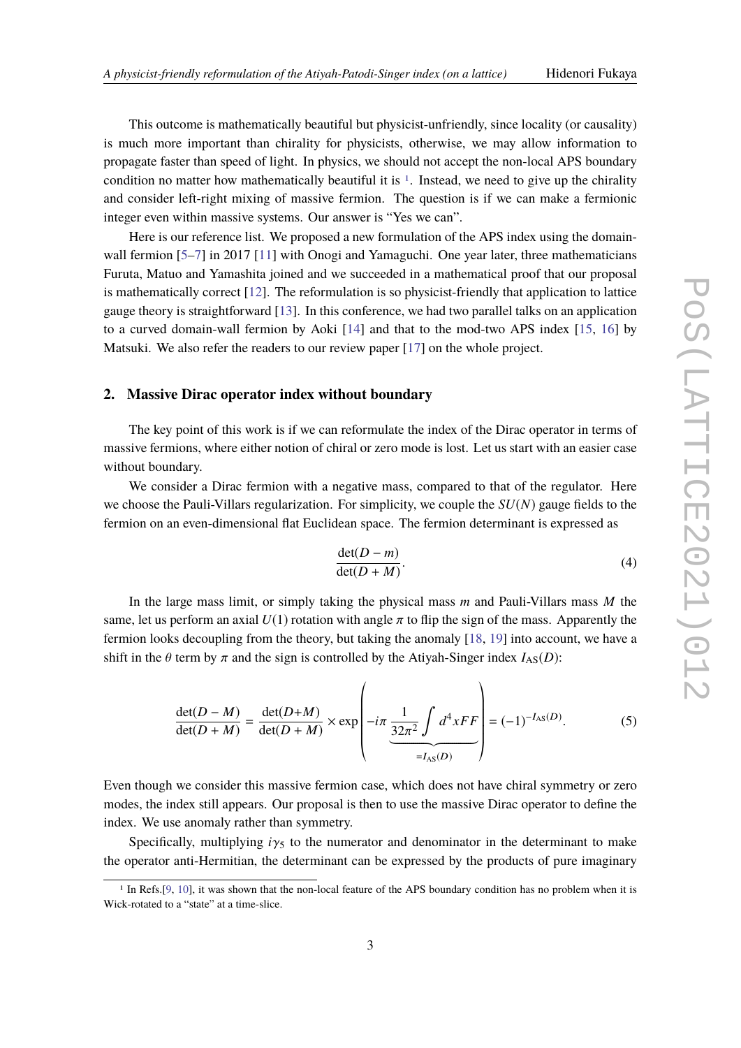This outcome is mathematically beautiful but physicist-unfriendly, since locality (or causality) is much more important than chirality for physicists, otherwise, we may allow information to propagate faster than speed of light. In physics, we should not accept the non-local APS boundary condition no matter how mathematically beautiful it is [1]. Instead, we need to give up the chirality and consider left-right mixing of massive fermion. The question is if we can make a fermionic integer even within massive systems. Our answer is "Yes we can".

Here is our reference list. We proposed a new formulation of the APS index using the domain-wall fermion [5–7] in 2017 [11] with Onogi and Yamaguchi. One year later, three mathematicians Furuta, Matuo and Yamashita joined and we succeeded in a mathematical proof that our proposal is mathematically correct [12]. The reformulation is so physicist-friendly that application to lattice gauge theory is straightforward [13]. In this conference, we had two parallel talks on an application to a curved domain-wall fermion by Aoki [14] and that to the mod-two APS index [15, 16] by Matsuki. We also refer the readers to our review paper [17] on the whole project.

## 2. Massive Dirac operator index without boundary

The key point of this work is if we can reformulate the index of the Dirac operator in terms of massive fermions, where either notion of chiral or zero mode is lost. Let us start with an easier case without boundary.

We consider a Dirac fermion with a negative mass, compared to that of the regulator. Here we choose the Pauli-Villars regularization. For simplicity, we couple the $SU(N)$ gauge fields to the fermion on an even-dimensional flat Euclidean space. The fermion determinant is expressed as

$$\frac{\det(D-m)}{\det(D+M)}. \tag{4}$$

In the large mass limit, or simply taking the physical mass $m$ and Pauli-Villars mass $M$ the same, let us perform an axial $U(1)$ rotation with angle $\pi$ to flip the sign of the mass. Apparently the fermion looks decoupling from the theory, but taking the anomaly [18, 19] into account, we have a shift in the $\theta$ term by $\pi$ and the sign is controlled by the Atiyah-Singer index $I_{\mathrm{AS}}(D)$:

$$\frac{\det(D-M)}{\det(D+M)} = \frac{\det(D+M)}{\det(D+M)} \times \exp\left(-i\pi \underbrace{\frac{1}{32\pi^2}\int d^4x FF}_{=I_{\mathrm{AS}}(D)}\right) = (-1)^{-I_{\mathrm{AS}}(D)}. \tag{5}$$

Even though we consider this massive fermion case, which does not have chiral symmetry or zero modes, the index still appears. Our proposal is then to use the massive Dirac operator to define the index. We use anomaly rather than symmetry.

Specifically, multiplying $i\gamma_5$ to the numerator and denominator in the determinant to make the operator anti-Hermitian, the determinant can be expressed by the products of pure imaginary

[1] In Refs.[9, 10], it was shown that the non-local feature of the APS boundary condition has no problem when it is Wick-rotated to a "state" at a time-slice.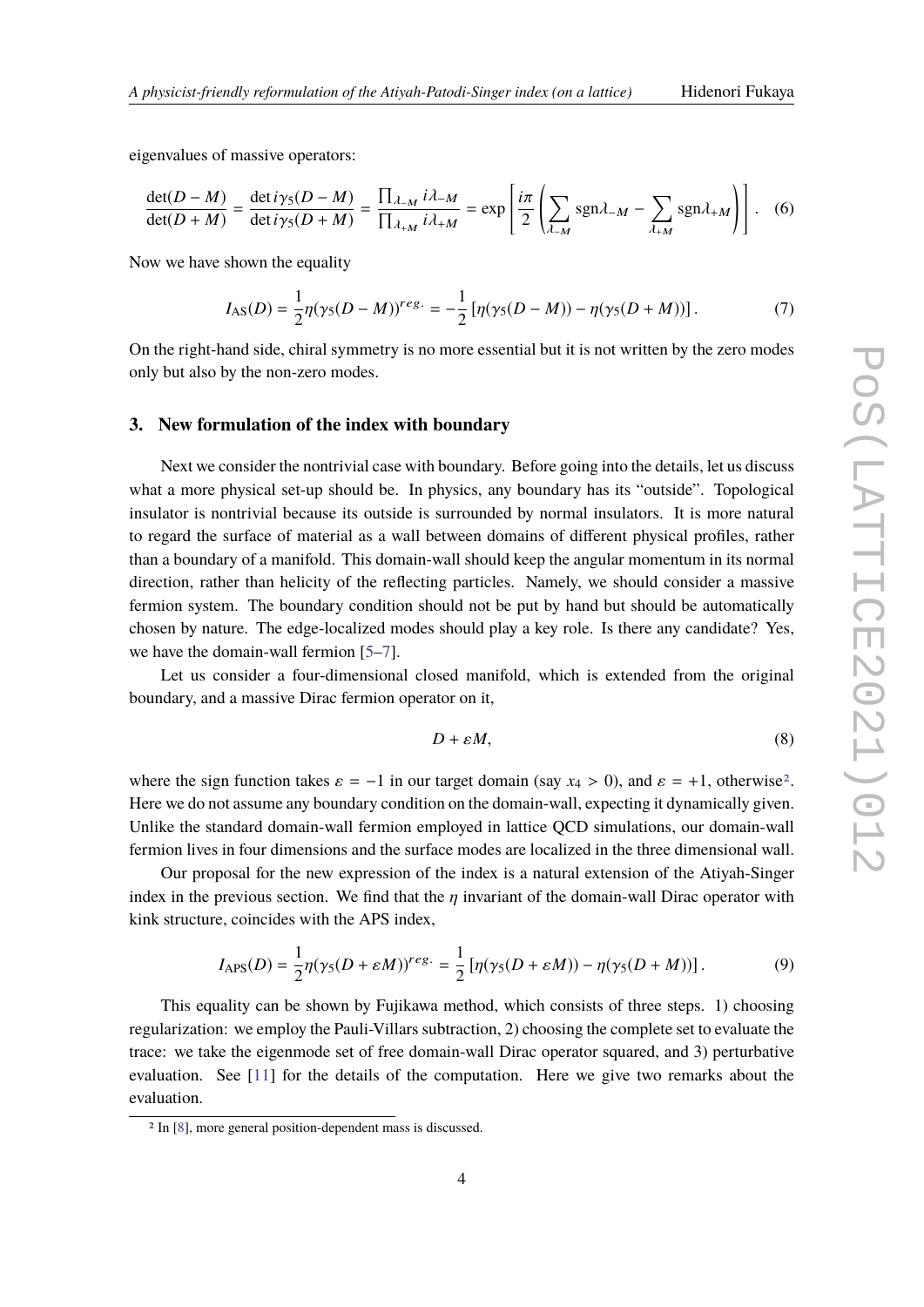eigenvalues of massive operators:

$$\frac{\det(D-M)}{\det(D+M)} = \frac{\det i\gamma_5(D-M)}{\det i\gamma_5(D+M)} = \frac{\prod_{\lambda_{-M}} i\lambda_{-M}}{\prod_{\lambda_{+M}} i\lambda_{+M}} = \exp\left[\frac{i\pi}{2}\left(\sum_{\lambda_{-M}} \mathrm{sgn}\lambda_{-M} - \sum_{\lambda_{+M}} \mathrm{sgn}\lambda_{+M}\right)\right]. \quad (6)$$

Now we have shown the equality

$$I_{\mathrm{AS}}(D) = \frac{1}{2}\eta(\gamma_5(D-M))^{reg.} = -\frac{1}{2}\left[\eta(\gamma_5(D-M)) - \eta(\gamma_5(D+M))\right]. \quad (7)$$

On the right-hand side, chiral symmetry is no more essential but it is not written by the zero modes only but also by the non-zero modes.

## 3. New formulation of the index with boundary

Next we consider the nontrivial case with boundary. Before going into the details, let us discuss what a more physical set-up should be. In physics, any boundary has its "outside". Topological insulator is nontrivial because its outside is surrounded by normal insulators. It is more natural to regard the surface of material as a wall between domains of different physical profiles, rather than a boundary of a manifold. This domain-wall should keep the angular momentum in its normal direction, rather than helicity of the reflecting particles. Namely, we should consider a massive fermion system. The boundary condition should not be put by hand but should be automatically chosen by nature. The edge-localized modes should play a key role. Is there any candidate? Yes, we have the domain-wall fermion [5–7].

Let us consider a four-dimensional closed manifold, which is extended from the original boundary, and a massive Dirac fermion operator on it,

$$D + \varepsilon M, \quad (8)$$

where the sign function takes $\varepsilon = -1$ in our target domain (say $x_4 > 0$), and $\varepsilon = +1$, otherwise[2]. Here we do not assume any boundary condition on the domain-wall, expecting it dynamically given. Unlike the standard domain-wall fermion employed in lattice QCD simulations, our domain-wall fermion lives in four dimensions and the surface modes are localized in the three dimensional wall.

Our proposal for the new expression of the index is a natural extension of the Atiyah-Singer index in the previous section. We find that the $\eta$ invariant of the domain-wall Dirac operator with kink structure, coincides with the APS index,

$$I_{\mathrm{APS}}(D) = \frac{1}{2}\eta(\gamma_5(D+\varepsilon M))^{reg.} = \frac{1}{2}\left[\eta(\gamma_5(D+\varepsilon M)) - \eta(\gamma_5(D+M))\right]. \quad (9)$$

This equality can be shown by Fujikawa method, which consists of three steps. 1) choosing regularization: we employ the Pauli-Villars subtraction, 2) choosing the complete set to evaluate the trace: we take the eigenmode set of free domain-wall Dirac operator squared, and 3) perturbative evaluation. See [11] for the details of the computation. Here we give two remarks about the evaluation.

[2] In [8], more general position-dependent mass is discussed.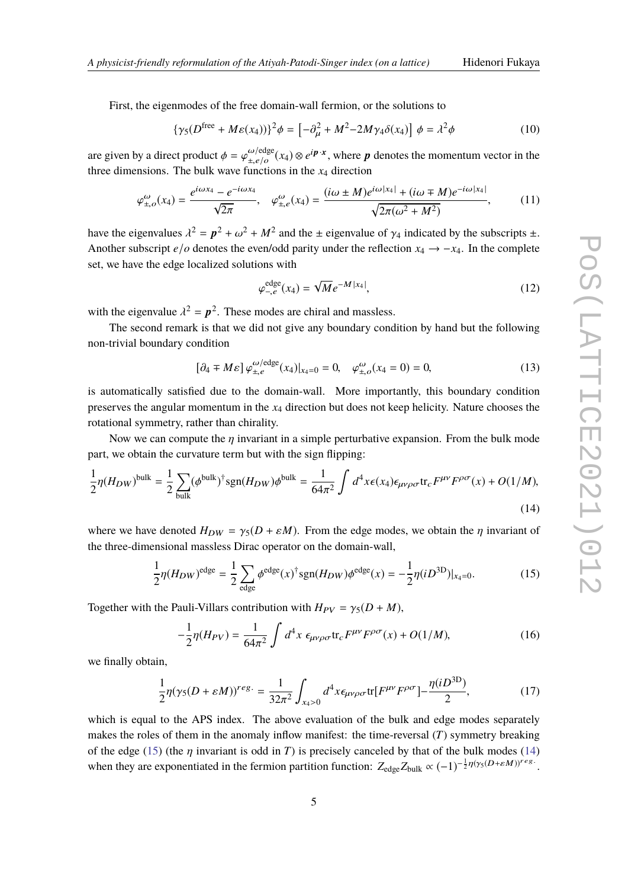First, the eigenmodes of the free domain-wall fermion, or the solutions to

$$\{\gamma_5(D^{\rm free}+M\varepsilon(x_4))\}^2\phi = \left[-\partial_\mu^2 + M^2 - 2M\gamma_4\delta(x_4)\right]\phi = \lambda^2\phi \tag{10}$$

are given by a direct product $\phi = \varphi^{\omega/{\rm edge}}_{\pm,e/o}(x_4)\otimes e^{i\boldsymbol{p}\cdot\boldsymbol{x}}$, where $\boldsymbol{p}$ denotes the momentum vector in the three dimensions. The bulk wave functions in the $x_4$ direction

$$\varphi^{\omega}_{\pm,o}(x_4) = \frac{e^{i\omega x_4}-e^{-i\omega x_4}}{\sqrt{2\pi}},\quad \varphi^{\omega}_{\pm,e}(x_4) = \frac{(i\omega\pm M)e^{i\omega|x_4|}+(i\omega\mp M)e^{-i\omega|x_4|}}{\sqrt{2\pi(\omega^2+M^2)}}, \tag{11}$$

have the eigenvalues $\lambda^2 = \boldsymbol{p}^2+\omega^2+M^2$ and the $\pm$ eigenvalue of $\gamma_4$ indicated by the subscripts $\pm$. Another subscript $e/o$ denotes the even/odd parity under the reflection $x_4\to -x_4$. In the complete set, we have the edge localized solutions with

$$\varphi^{\rm edge}_{-,e}(x_4) = \sqrt{M}e^{-M|x_4|}, \tag{12}$$

with the eigenvalue $\lambda^2=\boldsymbol{p}^2$. These modes are chiral and massless.

The second remark is that we did not give any boundary condition by hand but the following non-trivial boundary condition

$$\left[\partial_4 \mp M\varepsilon\right]\varphi^{\omega/{\rm edge}}_{\pm,e}(x_4)|_{x_4=0}=0,\quad \varphi^{\omega}_{\pm,o}(x_4=0)=0, \tag{13}$$

is automatically satisfied due to the domain-wall. More importantly, this boundary condition preserves the angular momentum in the $x_4$ direction but does not keep helicity. Nature chooses the rotational symmetry, rather than chirality.

Now we can compute the $\eta$ invariant in a simple perturbative expansion. From the bulk mode part, we obtain the curvature term but with the sign flipping:

$$\frac{1}{2}\eta(H_{DW})^{\rm bulk} = \frac{1}{2}\sum_{\rm bulk}(\phi^{\rm bulk})^\dagger{\rm sgn}(H_{DW})\phi^{\rm bulk} = \frac{1}{64\pi^2}\int d^4x\,\epsilon(x_4)\epsilon_{\mu\nu\rho\sigma}{\rm tr}_c F^{\mu\nu}F^{\rho\sigma}(x)+O(1/M), \tag{14}$$

where we have denoted $H_{DW}=\gamma_5(D+\varepsilon M)$. From the edge modes, we obtain the $\eta$ invariant of the three-dimensional massless Dirac operator on the domain-wall,

$$\frac{1}{2}\eta(H_{DW})^{\rm edge} = \frac{1}{2}\sum_{\rm edge}\phi^{\rm edge}(x)^\dagger{\rm sgn}(H_{DW})\phi^{\rm edge}(x) = -\frac{1}{2}\eta(iD^{\rm 3D})|_{x_4=0}. \tag{15}$$

Together with the Pauli-Villars contribution with $H_{PV}=\gamma_5(D+M)$,

$$-\frac{1}{2}\eta(H_{PV}) = \frac{1}{64\pi^2}\int d^4x\;\epsilon_{\mu\nu\rho\sigma}{\rm tr}_c F^{\mu\nu}F^{\rho\sigma}(x)+O(1/M), \tag{16}$$

we finally obtain,

$$\frac{1}{2}\eta(\gamma_5(D+\varepsilon M))^{reg.} = \frac{1}{32\pi^2}\int_{x_4>0}d^4x\epsilon_{\mu\nu\rho\sigma}{\rm tr}[F^{\mu\nu}F^{\rho\sigma}]-\frac{\eta(iD^{\rm 3D})}{2}, \tag{17}$$

which is equal to the APS index. The above evaluation of the bulk and edge modes separately makes the roles of them in the anomaly inflow manifest: the time-reversal ($T$) symmetry breaking of the edge (15) (the $\eta$ invariant is odd in $T$) is precisely canceled by that of the bulk modes (14) when they are exponentiated in the fermion partition function: $Z_{\rm edge}Z_{\rm bulk}\propto(-1)^{-\frac{1}{2}\eta(\gamma_5(D+\varepsilon M))^{reg.}}$.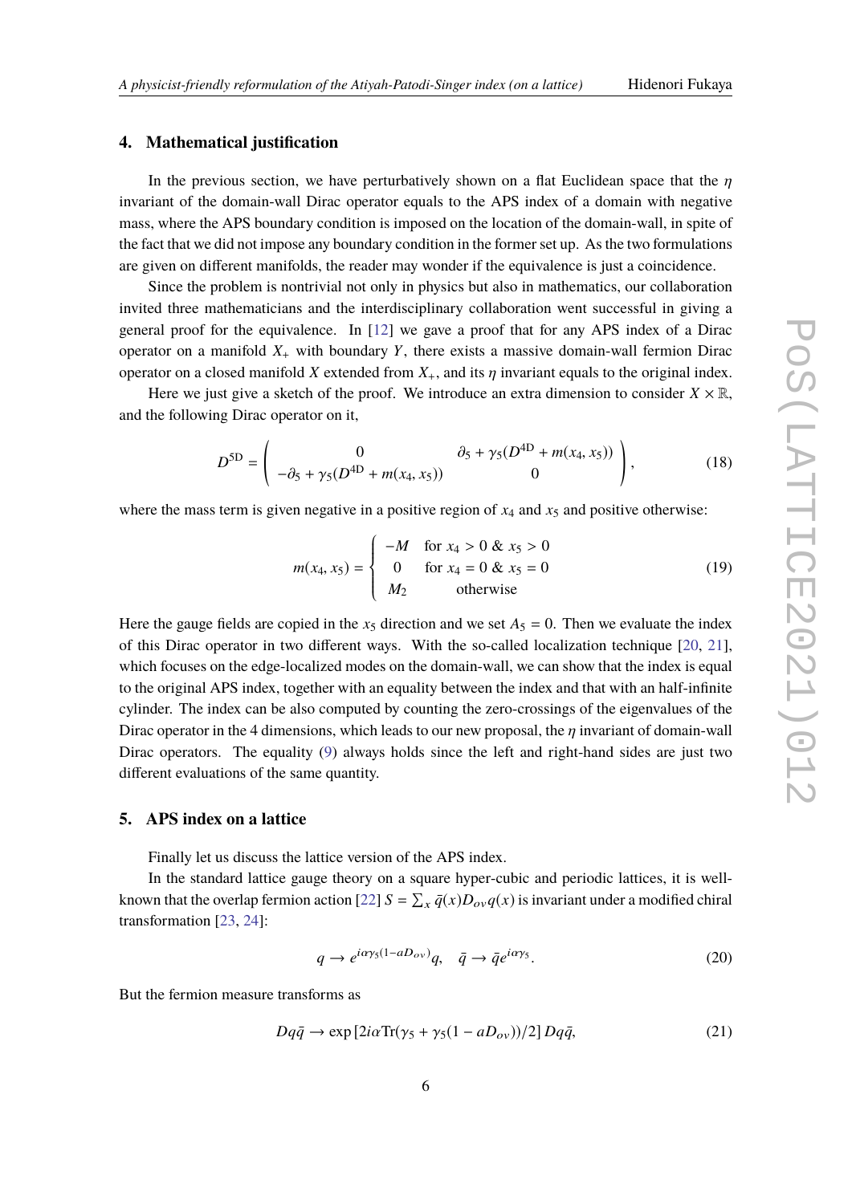## 4. Mathematical justification

In the previous section, we have perturbatively shown on a flat Euclidean space that the $\eta$ invariant of the domain-wall Dirac operator equals to the APS index of a domain with negative mass, where the APS boundary condition is imposed on the location of the domain-wall, in spite of the fact that we did not impose any boundary condition in the former set up. As the two formulations are given on different manifolds, the reader may wonder if the equivalence is just a coincidence.

Since the problem is nontrivial not only in physics but also in mathematics, our collaboration invited three mathematicians and the interdisciplinary collaboration went successful in giving a general proof for the equivalence. In [12] we gave a proof that for any APS index of a Dirac operator on a manifold $X_+$ with boundary $Y$, there exists a massive domain-wall fermion Dirac operator on a closed manifold $X$ extended from $X_+$, and its $\eta$ invariant equals to the original index.

Here we just give a sketch of the proof. We introduce an extra dimension to consider $X \times \mathbb{R}$, and the following Dirac operator on it,

$$D^{5\text{D}} = \begin{pmatrix} 0 & \partial_5 + \gamma_5(D^{4\text{D}} + m(x_4, x_5)) \\ -\partial_5 + \gamma_5(D^{4\text{D}} + m(x_4, x_5)) & 0 \end{pmatrix}, \tag{18}$$

where the mass term is given negative in a positive region of $x_4$ and $x_5$ and positive otherwise:

$$m(x_4, x_5) = \begin{cases} -M & \text{for } x_4 > 0 \;\&\; x_5 > 0 \\ 0 & \text{for } x_4 = 0 \;\&\; x_5 = 0 \\ M_2 & \text{otherwise} \end{cases} \tag{19}$$

Here the gauge fields are copied in the $x_5$ direction and we set $A_5 = 0$. Then we evaluate the index of this Dirac operator in two different ways. With the so-called localization technique [20, 21], which focuses on the edge-localized modes on the domain-wall, we can show that the index is equal to the original APS index, together with an equality between the index and that with an half-infinite cylinder. The index can be also computed by counting the zero-crossings of the eigenvalues of the Dirac operator in the 4 dimensions, which leads to our new proposal, the $\eta$ invariant of domain-wall Dirac operators. The equality (9) always holds since the left and right-hand sides are just two different evaluations of the same quantity.

## 5. APS index on a lattice

Finally let us discuss the lattice version of the APS index.

In the standard lattice gauge theory on a square hyper-cubic and periodic lattices, it is well-known that the overlap fermion action [22] $S = \sum_x \bar{q}(x) D_{ov} q(x)$ is invariant under a modified chiral transformation [23, 24]:

$$q \to e^{i\alpha\gamma_5(1 - aD_{ov})} q, \quad \bar{q} \to \bar{q} e^{i\alpha\gamma_5}. \tag{20}$$

But the fermion measure transforms as

$$Dq\bar{q} \to \exp\left[2i\alpha \text{Tr}(\gamma_5 + \gamma_5(1 - aD_{ov}))/2\right] Dq\bar{q}, \tag{21}$$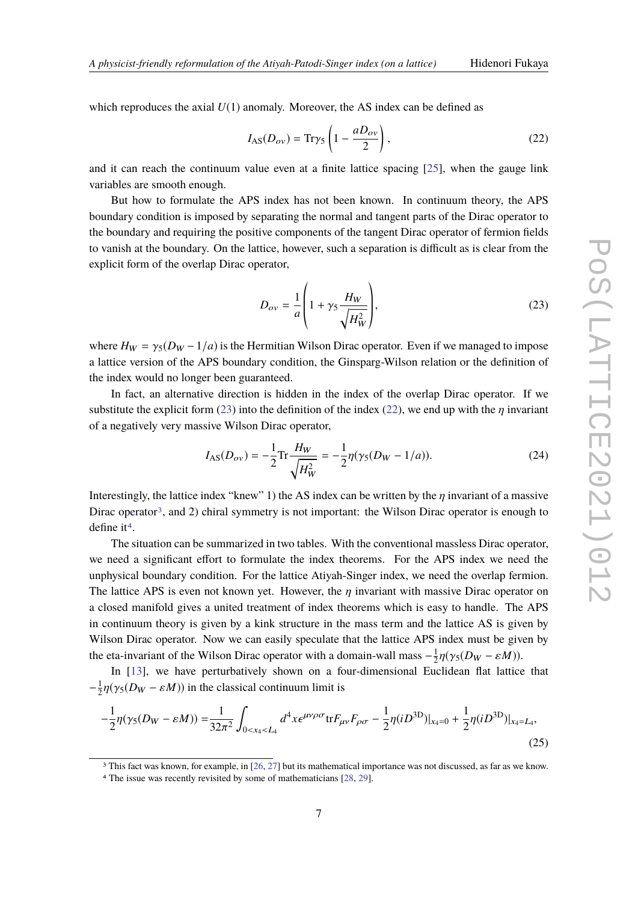which reproduces the axial $U(1)$ anomaly. Moreover, the AS index can be defined as

$$I_{\rm AS}(D_{ov}) = {\rm Tr}\gamma_5\left(1-\frac{aD_{ov}}{2}\right), \tag{22}$$

and it can reach the continuum value even at a finite lattice spacing [25], when the gauge link variables are smooth enough.

But how to formulate the APS index has not been known. In continuum theory, the APS boundary condition is imposed by separating the normal and tangent parts of the Dirac operator to the boundary and requiring the positive components of the tangent Dirac operator of fermion fields to vanish at the boundary. On the lattice, however, such a separation is difficult as is clear from the explicit form of the overlap Dirac operator,

$$D_{ov} = \frac{1}{a}\left(1+\gamma_5\frac{H_W}{\sqrt{H_W^2}}\right), \tag{23}$$

where $H_W = \gamma_5(D_W - 1/a)$ is the Hermitian Wilson Dirac operator. Even if we managed to impose a lattice version of the APS boundary condition, the Ginsparg-Wilson relation or the definition of the index would no longer been guaranteed.

In fact, an alternative direction is hidden in the index of the overlap Dirac operator. If we substitute the explicit form (23) into the definition of the index (22), we end up with the $\eta$ invariant of a negatively very massive Wilson Dirac operator,

$$I_{\rm AS}(D_{ov}) = -\frac{1}{2}{\rm Tr}\frac{H_W}{\sqrt{H_W^2}} = -\frac{1}{2}\eta(\gamma_5(D_W-1/a)). \tag{24}$$

Interestingly, the lattice index "knew" 1) the AS index can be written by the $\eta$ invariant of a massive Dirac operator[3], and 2) chiral symmetry is not important: the Wilson Dirac operator is enough to define it[4].

The situation can be summarized in two tables. With the conventional massless Dirac operator, we need a significant effort to formulate the index theorems. For the APS index we need the unphysical boundary condition. For the lattice Atiyah-Singer index, we need the overlap fermion. The lattice APS is even not known yet. However, the $\eta$ invariant with massive Dirac operator on a closed manifold gives a united treatment of index theorems which is easy to handle. The APS in continuum theory is given by a kink structure in the mass term and the lattice AS is given by Wilson Dirac operator. Now we can easily speculate that the lattice APS index must be given by the eta-invariant of the Wilson Dirac operator with a domain-wall mass $-\frac{1}{2}\eta(\gamma_5(D_W-\varepsilon M))$.

In [13], we have perturbatively shown on a four-dimensional Euclidean flat lattice that $-\frac{1}{2}\eta(\gamma_5(D_W-\varepsilon M))$ in the classical continuum limit is

$$-\frac{1}{2}\eta(\gamma_5(D_W-\varepsilon M)) = \frac{1}{32\pi^2}\int_{0<x_4<L_4} d^4x\epsilon^{\mu\nu\rho\sigma}{\rm tr}F_{\mu\nu}F_{\rho\sigma} - \frac{1}{2}\eta(iD^{\rm 3D})|_{x_4=0} + \frac{1}{2}\eta(iD^{\rm 3D})|_{x_4=L_4}, \tag{25}$$

[3] This fact was known, for example, in [26, 27] but its mathematical importance was not discussed, as far as we know.

[4] The issue was recently revisited by some of mathematicians [28, 29].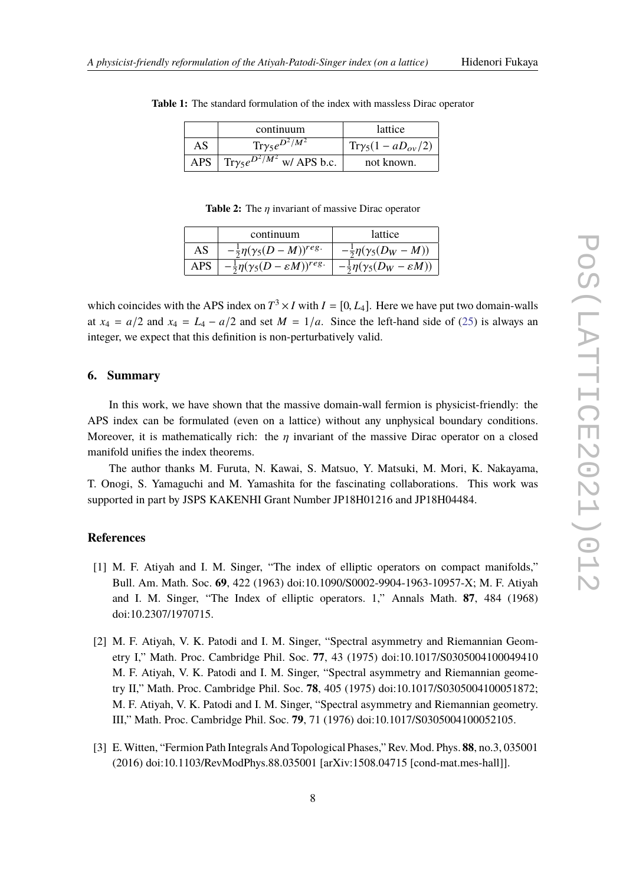**Table 1:** The standard formulation of the index with massless Dirac operator

| | continuum | lattice |
|---|---|---|
| AS | $\mathrm{Tr}\gamma_5 e^{D^2/M^2}$ | $\mathrm{Tr}\gamma_5(1 - aD_{ov}/2)$ |
| APS | $\mathrm{Tr}\gamma_5 e^{D^2/M^2}$ w/ APS b.c. | not known. |

**Table 2:** The $\eta$ invariant of massive Dirac operator

| | continuum | lattice |
|---|---|---|
| AS | $-\frac{1}{2}\eta(\gamma_5(D-M))^{reg.}$ | $-\frac{1}{2}\eta(\gamma_5(D_W - M))$ |
| APS | $-\frac{1}{2}\eta(\gamma_5(D-\varepsilon M))^{reg.}$ | $-\frac{1}{2}\eta(\gamma_5(D_W - \varepsilon M))$ |

which coincides with the APS index on $T^3 \times I$ with $I = [0, L_4]$. Here we have put two domain-walls at $x_4 = a/2$ and $x_4 = L_4 - a/2$ and set $M = 1/a$. Since the left-hand side of (25) is always an integer, we expect that this definition is non-perturbatively valid.

## 6. Summary

In this work, we have shown that the massive domain-wall fermion is physicist-friendly: the APS index can be formulated (even on a lattice) without any unphysical boundary conditions. Moreover, it is mathematically rich: the $\eta$ invariant of the massive Dirac operator on a closed manifold unifies the index theorems.

The author thanks M. Furuta, N. Kawai, S. Matsuo, Y. Matsuki, M. Mori, K. Nakayama, T. Onogi, S. Yamaguchi and M. Yamashita for the fascinating collaborations. This work was supported in part by JSPS KAKENHI Grant Number JP18H01216 and JP18H04484.

## References

[1] M. F. Atiyah and I. M. Singer, "The index of elliptic operators on compact manifolds," Bull. Am. Math. Soc. **69**, 422 (1963) doi:10.1090/S0002-9904-1963-10957-X; M. F. Atiyah and I. M. Singer, "The Index of elliptic operators. 1," Annals Math. **87**, 484 (1968) doi:10.2307/1970715.

[2] M. F. Atiyah, V. K. Patodi and I. M. Singer, "Spectral asymmetry and Riemannian Geometry I," Math. Proc. Cambridge Phil. Soc. **77**, 43 (1975) doi:10.1017/S0305004100049410 M. F. Atiyah, V. K. Patodi and I. M. Singer, "Spectral asymmetry and Riemannian geometry II," Math. Proc. Cambridge Phil. Soc. **78**, 405 (1975) doi:10.1017/S0305004100051872; M. F. Atiyah, V. K. Patodi and I. M. Singer, "Spectral asymmetry and Riemannian geometry. III," Math. Proc. Cambridge Phil. Soc. **79**, 71 (1976) doi:10.1017/S0305004100052105.

[3] E. Witten, "Fermion Path Integrals And Topological Phases," Rev. Mod. Phys. **88**, no.3, 035001 (2016) doi:10.1103/RevModPhys.88.035001 [arXiv:1508.04715 [cond-mat.mes-hall]].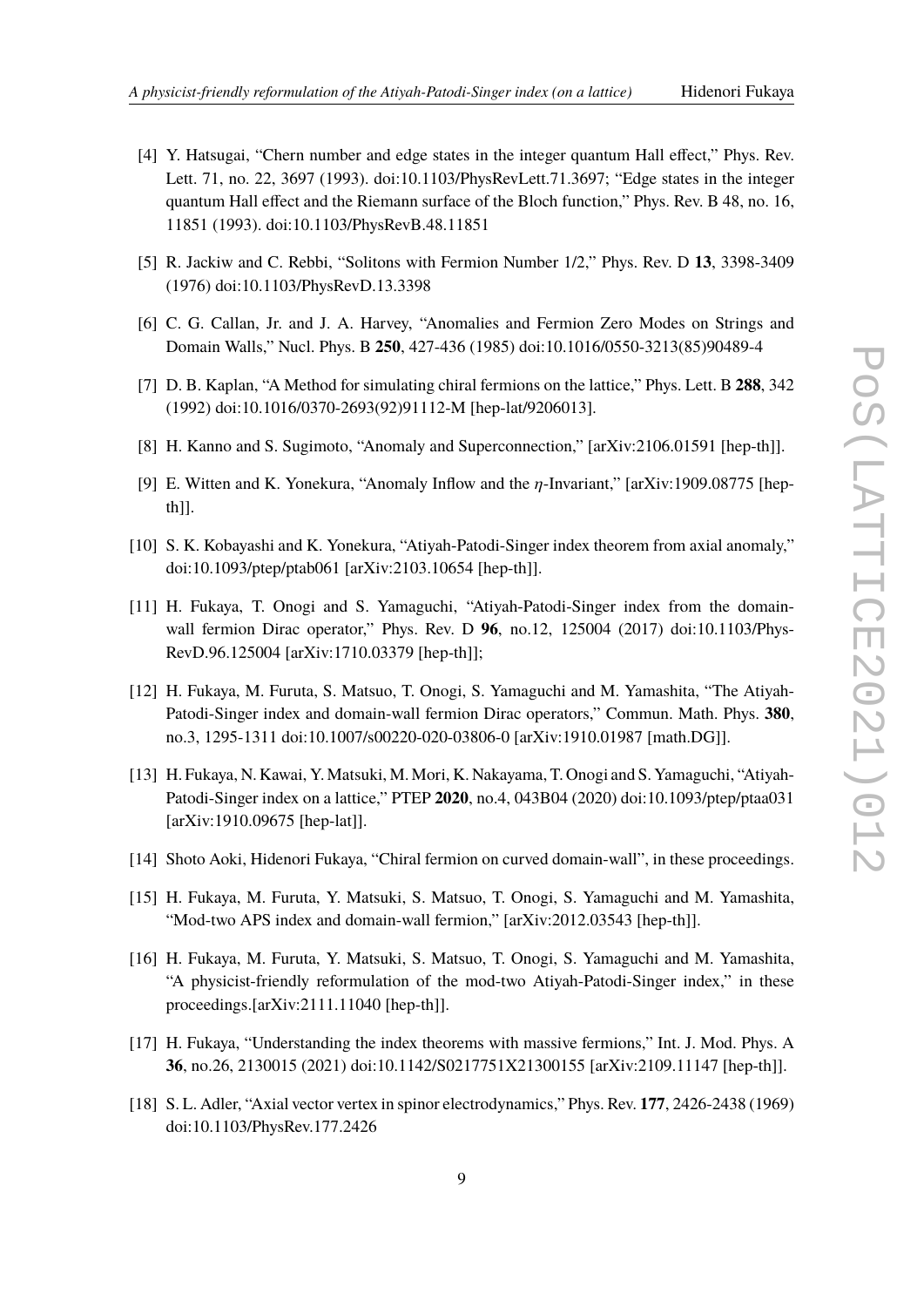[4] Y. Hatsugai, "Chern number and edge states in the integer quantum Hall effect," Phys. Rev. Lett. 71, no. 22, 3697 (1993). doi:10.1103/PhysRevLett.71.3697; "Edge states in the integer quantum Hall effect and the Riemann surface of the Bloch function," Phys. Rev. B 48, no. 16, 11851 (1993). doi:10.1103/PhysRevB.48.11851

[5] R. Jackiw and C. Rebbi, "Solitons with Fermion Number 1/2," Phys. Rev. D **13**, 3398-3409 (1976) doi:10.1103/PhysRevD.13.3398

[6] C. G. Callan, Jr. and J. A. Harvey, "Anomalies and Fermion Zero Modes on Strings and Domain Walls," Nucl. Phys. B **250**, 427-436 (1985) doi:10.1016/0550-3213(85)90489-4

[7] D. B. Kaplan, "A Method for simulating chiral fermions on the lattice," Phys. Lett. B **288**, 342 (1992) doi:10.1016/0370-2693(92)91112-M [hep-lat/9206013].

[8] H. Kanno and S. Sugimoto, "Anomaly and Superconnection," [arXiv:2106.01591 [hep-th]].

[9] E. Witten and K. Yonekura, "Anomaly Inflow and the $\eta$-Invariant," [arXiv:1909.08775 [hep-th]].

[10] S. K. Kobayashi and K. Yonekura, "Atiyah-Patodi-Singer index theorem from axial anomaly," doi:10.1093/ptep/ptab061 [arXiv:2103.10654 [hep-th]].

[11] H. Fukaya, T. Onogi and S. Yamaguchi, "Atiyah-Patodi-Singer index from the domain-wall fermion Dirac operator," Phys. Rev. D **96**, no.12, 125004 (2017) doi:10.1103/PhysRevD.96.125004 [arXiv:1710.03379 [hep-th]];

[12] H. Fukaya, M. Furuta, S. Matsuo, T. Onogi, S. Yamaguchi and M. Yamashita, "The Atiyah-Patodi-Singer index and domain-wall fermion Dirac operators," Commun. Math. Phys. **380**, no.3, 1295-1311 doi:10.1007/s00220-020-03806-0 [arXiv:1910.01987 [math.DG]].

[13] H. Fukaya, N. Kawai, Y. Matsuki, M. Mori, K. Nakayama, T. Onogi and S. Yamaguchi, "Atiyah-Patodi-Singer index on a lattice," PTEP **2020**, no.4, 043B04 (2020) doi:10.1093/ptep/ptaa031 [arXiv:1910.09675 [hep-lat]].

[14] Shoto Aoki, Hidenori Fukaya, "Chiral fermion on curved domain-wall", in these proceedings.

[15] H. Fukaya, M. Furuta, Y. Matsuki, S. Matsuo, T. Onogi, S. Yamaguchi and M. Yamashita, "Mod-two APS index and domain-wall fermion," [arXiv:2012.03543 [hep-th]].

[16] H. Fukaya, M. Furuta, Y. Matsuki, S. Matsuo, T. Onogi, S. Yamaguchi and M. Yamashita, "A physicist-friendly reformulation of the mod-two Atiyah-Patodi-Singer index," in these proceedings.[arXiv:2111.11040 [hep-th]].

[17] H. Fukaya, "Understanding the index theorems with massive fermions," Int. J. Mod. Phys. A **36**, no.26, 2130015 (2021) doi:10.1142/S0217751X21300155 [arXiv:2109.11147 [hep-th]].

[18] S. L. Adler, "Axial vector vertex in spinor electrodynamics," Phys. Rev. **177**, 2426-2438 (1969) doi:10.1103/PhysRev.177.2426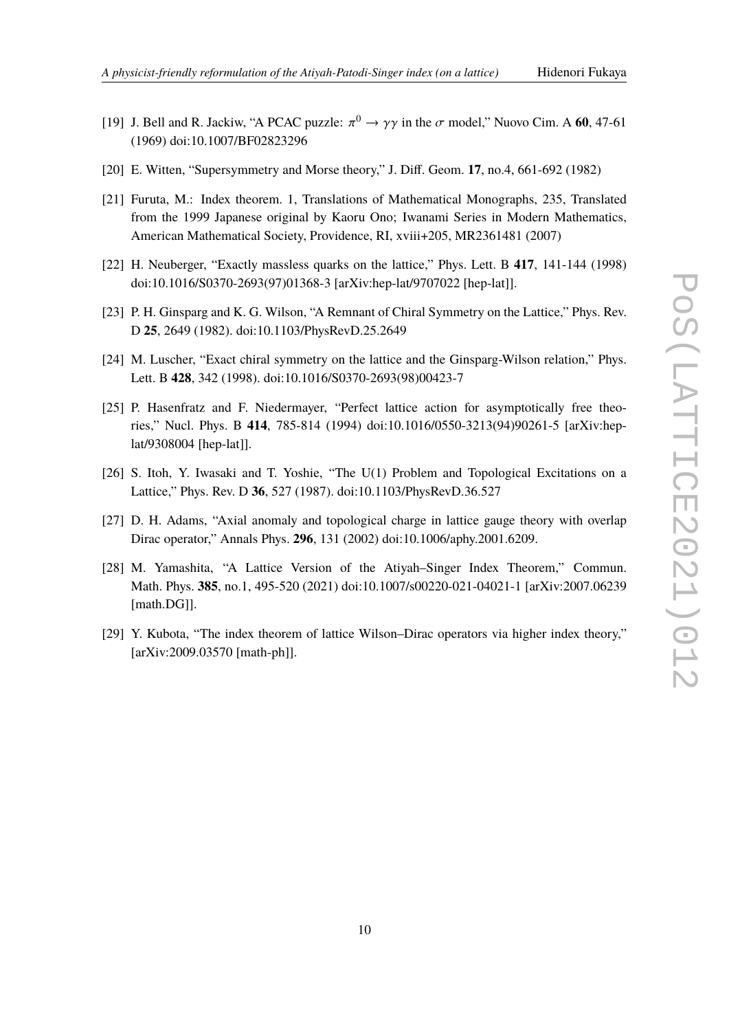[19] J. Bell and R. Jackiw, "A PCAC puzzle: $\pi^0 \to \gamma\gamma$ in the $\sigma$ model," Nuovo Cim. A **60**, 47-61 (1969) doi:10.1007/BF02823296

[20] E. Witten, "Supersymmetry and Morse theory," J. Diff. Geom. **17**, no.4, 661-692 (1982)

[21] Furuta, M.: Index theorem. 1, Translations of Mathematical Monographs, 235, Translated from the 1999 Japanese original by Kaoru Ono; Iwanami Series in Modern Mathematics, American Mathematical Society, Providence, RI, xviii+205, MR2361481 (2007)

[22] H. Neuberger, "Exactly massless quarks on the lattice," Phys. Lett. B **417**, 141-144 (1998) doi:10.1016/S0370-2693(97)01368-3 [arXiv:hep-lat/9707022 [hep-lat]].

[23] P. H. Ginsparg and K. G. Wilson, "A Remnant of Chiral Symmetry on the Lattice," Phys. Rev. D **25**, 2649 (1982). doi:10.1103/PhysRevD.25.2649

[24] M. Luscher, "Exact chiral symmetry on the lattice and the Ginsparg-Wilson relation," Phys. Lett. B **428**, 342 (1998). doi:10.1016/S0370-2693(98)00423-7

[25] P. Hasenfratz and F. Niedermayer, "Perfect lattice action for asymptotically free theories," Nucl. Phys. B **414**, 785-814 (1994) doi:10.1016/0550-3213(94)90261-5 [arXiv:hep-lat/9308004 [hep-lat]].

[26] S. Itoh, Y. Iwasaki and T. Yoshie, "The U(1) Problem and Topological Excitations on a Lattice," Phys. Rev. D **36**, 527 (1987). doi:10.1103/PhysRevD.36.527

[27] D. H. Adams, "Axial anomaly and topological charge in lattice gauge theory with overlap Dirac operator," Annals Phys. **296**, 131 (2002) doi:10.1006/aphy.2001.6209.

[28] M. Yamashita, "A Lattice Version of the Atiyah–Singer Index Theorem," Commun. Math. Phys. **385**, no.1, 495-520 (2021) doi:10.1007/s00220-021-04021-1 [arXiv:2007.06239 [math.DG]].

[29] Y. Kubota, "The index theorem of lattice Wilson–Dirac operators via higher index theory," [arXiv:2009.03570 [math-ph]].